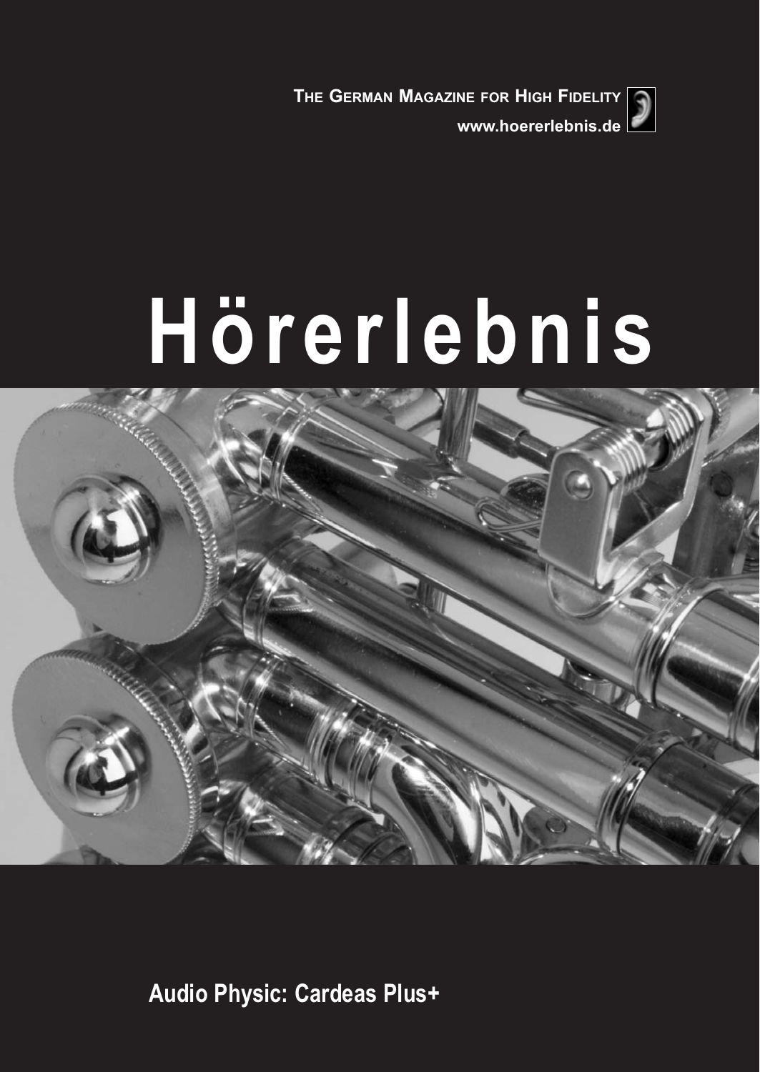THE GERMAN MAGAZINE FOR HIGH FIDELITY

www.hoererlebnis.de

# Hörerlebnis

**Audio Physic: Cardeas Plus+**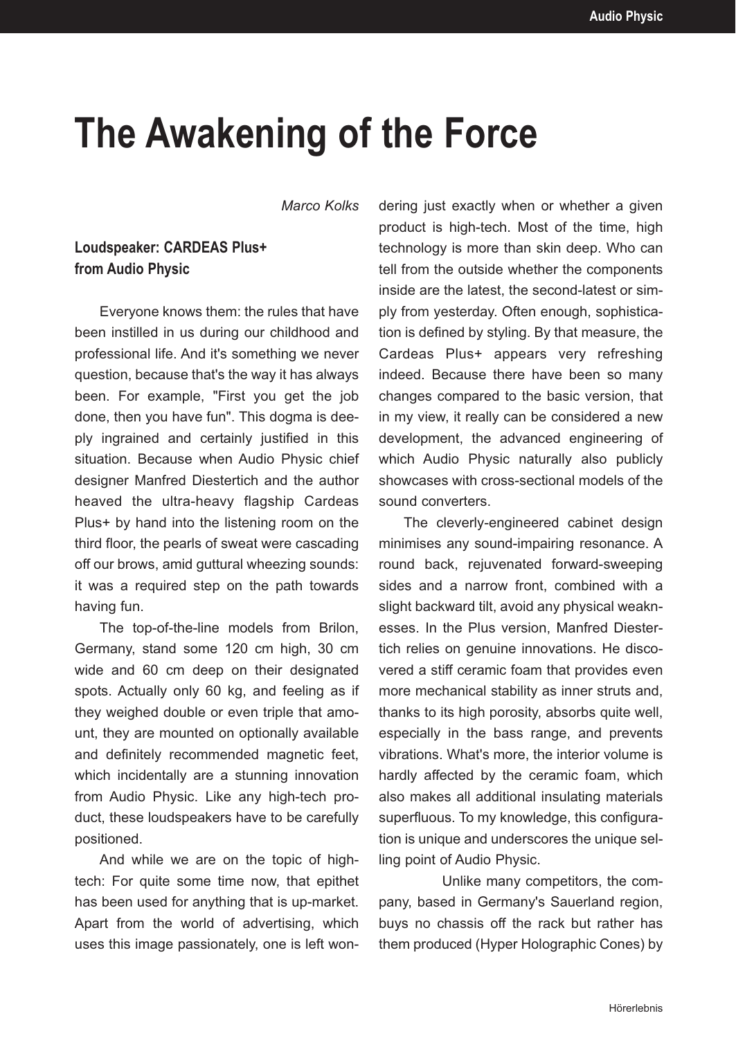# The Awakening of the Force

*Marco Kolks*

### Loudspeaker: CARDEAS Plus+ from Audio Physic

Everyone knows them: the rules that have been instilled in us during our childhood and professional life. And it's something we never question, because that's the way it has always been. For example, "First you get the job done, then you have fun". This dogma is deeply ingrained and certainly justified in this situation. Because when Audio Physic chief designer Manfred Diestertich and the author heaved the ultra-heavy flagship Cardeas Plus+ by hand into the listening room on the third floor, the pearls of sweat were cascading off our brows, amid guttural wheezing sounds: it was a required step on the path towards having fun.

The top-of-the-line models from Brilon, Germany, stand some 120 cm high, 30 cm wide and 60 cm deep on their designated spots. Actually only 60 kg, and feeling as if they weighed double or even triple that amount, they are mounted on optionally available and definitely recommended magnetic feet, which incidentally are a stunning innovation from Audio Physic. Like any high-tech product, these loudspeakers have to be carefully positioned.

And while we are on the topic of high-tech: For quite some time now, that epithet has been used for anything that is up-market. Apart from the world of advertising, which uses this image passionately, one is left wondering just exactly when or whether a given product is high-tech. Most of the time, high technology is more than skin deep. Who can tell from the outside whether the components inside are the latest, the second-latest or simply from yesterday. Often enough, sophistication is defined by styling. By that measure, the Cardeas Plus+ appears very refreshing indeed. Because there have been so many changes compared to the basic version, that in my view, it really can be considered a new development, the advanced engineering of which Audio Physic naturally also publicly showcases with cross-sectional models of the sound converters.

The cleverly-engineered cabinet design minimises any sound-impairing resonance. A round back, rejuvenated forward-sweeping sides and a narrow front, combined with a slight backward tilt, avoid any physical weaknesses. In the Plus version, Manfred Diestertich relies on genuine innovations. He discovered a stiff ceramic foam that provides even more mechanical stability as inner struts and, thanks to its high porosity, absorbs quite well, especially in the bass range, and prevents vibrations. What's more, the interior volume is hardly affected by the ceramic foam, which also makes all additional insulating materials superfluous. To my knowledge, this configuration is unique and underscores the unique selling point of Audio Physic.

Unlike many competitors, the company, based in Germany's Sauerland region, buys no chassis off the rack but rather has them produced (Hyper Holographic Cones) by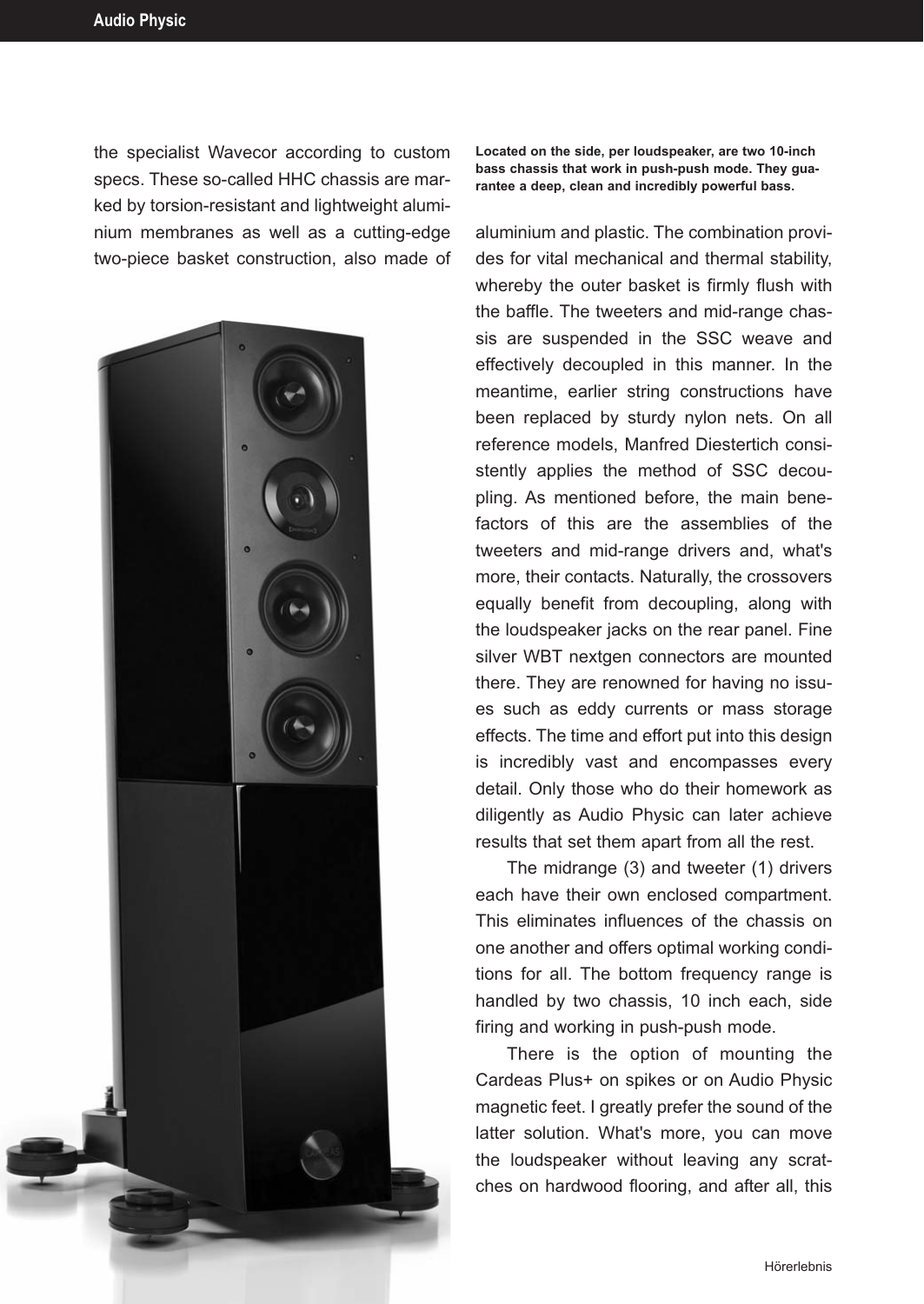the specialist Wavecor according to custom specs. These so-called HHC chassis are marked by torsion-resistant and lightweight aluminium membranes as well as a cutting-edge two-piece basket construction, also made of aluminium and plastic. The combination provides for vital mechanical and thermal stability, whereby the outer basket is firmly flush with the baffle. The tweeters and mid-range chassis are suspended in the SSC weave and effectively decoupled in this manner. In the meantime, earlier string constructions have been replaced by sturdy nylon nets. On all reference models, Manfred Diestertich consistently applies the method of SSC decoupling. As mentioned before, the main benefactors of this are the assemblies of the tweeters and mid-range drivers and, what's more, their contacts. Naturally, the crossovers equally benefit from decoupling, along with the loudspeaker jacks on the rear panel. Fine silver WBT nextgen connectors are mounted there. They are renowned for having no issues such as eddy currents or mass storage effects. The time and effort put into this design is incredibly vast and encompasses every detail. Only those who do their homework as diligently as Audio Physic can later achieve results that set them apart from all the rest.

**Located on the side, per loudspeaker, are two 10-inch bass chassis that work in push-push mode. They guarantee a deep, clean and incredibly powerful bass.**

The midrange (3) and tweeter (1) drivers each have their own enclosed compartment. This eliminates influences of the chassis on one another and offers optimal working conditions for all. The bottom frequency range is handled by two chassis, 10 inch each, side firing and working in push-push mode.

There is the option of mounting the Cardeas Plus+ on spikes or on Audio Physic magnetic feet. I greatly prefer the sound of the latter solution. What's more, you can move the loudspeaker without leaving any scratches on hardwood flooring, and after all, this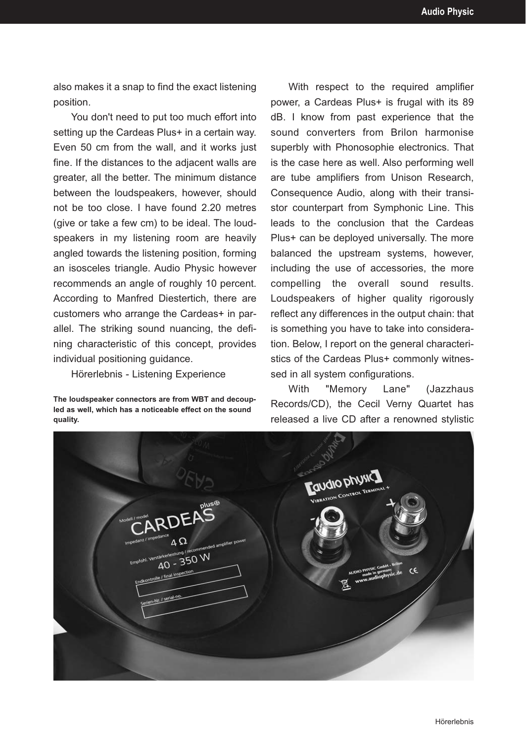also makes it a snap to find the exact listening position.

You don't need to put too much effort into setting up the Cardeas Plus+ in a certain way. Even 50 cm from the wall, and it works just fine. If the distances to the adjacent walls are greater, all the better. The minimum distance between the loudspeakers, however, should not be too close. I have found 2.20 metres (give or take a few cm) to be ideal. The loudspeakers in my listening room are heavily angled towards the listening position, forming an isosceles triangle. Audio Physic however recommends an angle of roughly 10 percent. According to Manfred Diestertich, there are customers who arrange the Cardeas+ in parallel. The striking sound nuancing, the defining characteristic of this concept, provides individual positioning guidance.

Hörerlebnis - Listening Experience

**The loudspeaker connectors are from WBT and decoupled as well, which has a noticeable effect on the sound quality.**

With respect to the required amplifier power, a Cardeas Plus+ is frugal with its 89 dB. I know from past experience that the sound converters from Brilon harmonise superbly with Phonosophie electronics. That is the case here as well. Also performing well are tube amplifiers from Unison Research, Consequence Audio, along with their transistor counterpart from Symphonic Line. This leads to the conclusion that the Cardeas Plus+ can be deployed universally. The more balanced the upstream systems, however, including the use of accessories, the more compelling the overall sound results. Loudspeakers of higher quality rigorously reflect any differences in the output chain: that is something you have to take into consideration. Below, I report on the general characteristics of the Cardeas Plus+ commonly witnessed in all system configurations.

With "Memory Lane" (Jazzhaus Records/CD), the Cecil Verny Quartet has released a live CD after a renowned stylistic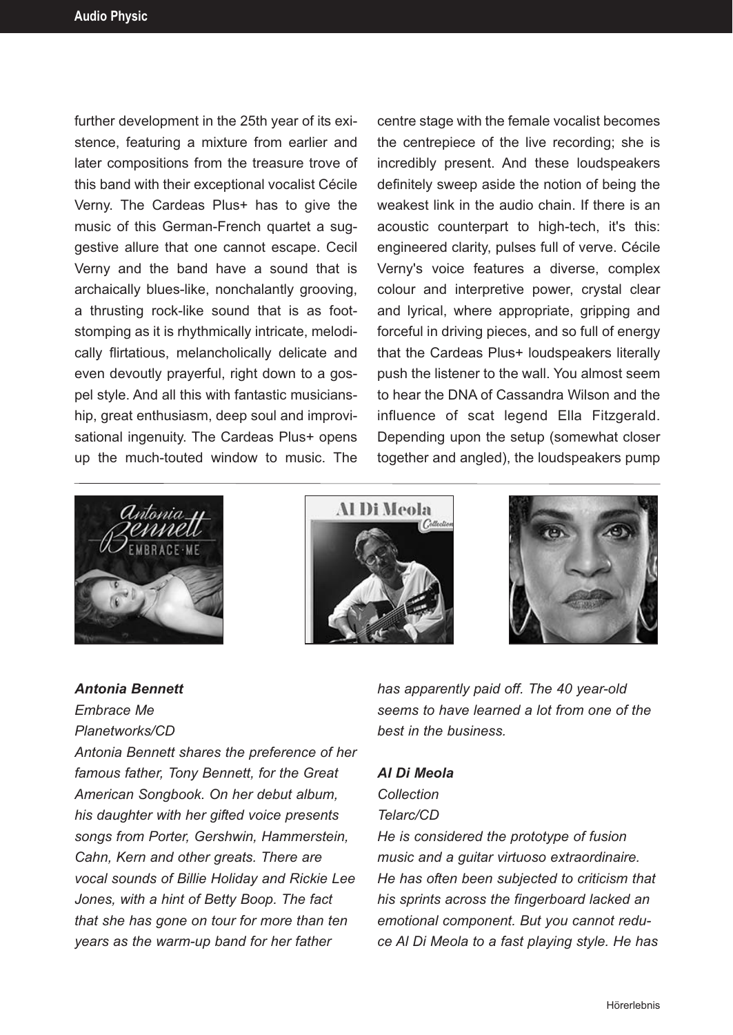further development in the 25th year of its existence, featuring a mixture from earlier and later compositions from the treasure trove of this band with their exceptional vocalist Cécile Verny. The Cardeas Plus+ has to give the music of this German-French quartet a suggestive allure that one cannot escape. Cecil Verny and the band have a sound that is archaically blues-like, nonchalantly grooving, a thrusting rock-like sound that is as foot-stomping as it is rhythmically intricate, melodically flirtatious, melancholically delicate and even devoutly prayerful, right down to a gospel style. And all this with fantastic musicianship, great enthusiasm, deep soul and improvisational ingenuity. The Cardeas Plus+ opens up the much-touted window to music. The centre stage with the female vocalist becomes the centrepiece of the live recording; she is incredibly present. And these loudspeakers definitely sweep aside the notion of being the weakest link in the audio chain. If there is an acoustic counterpart to high-tech, it's this: engineered clarity, pulses full of verve. Cécile Verny's voice features a diverse, complex colour and interpretive power, crystal clear and lyrical, where appropriate, gripping and forceful in driving pieces, and so full of energy that the Cardeas Plus+ loudspeakers literally push the listener to the wall. You almost seem to hear the DNA of Cassandra Wilson and the influence of scat legend Ella Fitzgerald. Depending upon the setup (somewhat closer together and angled), the loudspeakers pump

***Antonia Bennett***
*Embrace Me*
*Planetworks/CD*
*Antonia Bennett shares the preference of her famous father, Tony Bennett, for the Great American Songbook. On her debut album, his daughter with her gifted voice presents songs from Porter, Gershwin, Hammerstein, Cahn, Kern and other greats. There are vocal sounds of Billie Holiday and Rickie Lee Jones, with a hint of Betty Boop. The fact that she has gone on tour for more than ten years as the warm-up band for her father has apparently paid off. The 40 year-old seems to have learned a lot from one of the best in the business.*

***Al Di Meola***
*Collection*
*Telarc/CD*
*He is considered the prototype of fusion music and a guitar virtuoso extraordinaire. He has often been subjected to criticism that his sprints across the fingerboard lacked an emotional component. But you cannot reduce Al Di Meola to a fast playing style. He has*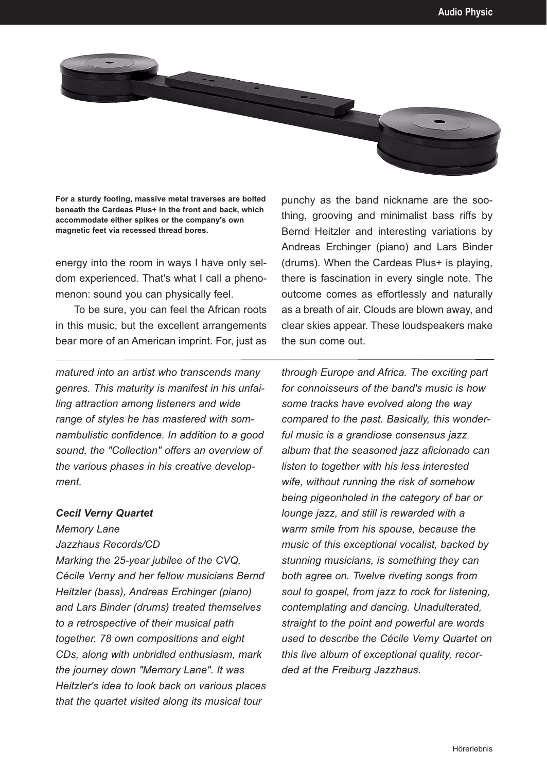**For a sturdy footing, massive metal traverses are bolted beneath the Cardeas Plus+ in the front and back, which accommodate either spikes or the company's own magnetic feet via recessed thread bores.**

energy into the room in ways I have only seldom experienced. That's what I call a phenomenon: sound you can physically feel.

To be sure, you can feel the African roots in this music, but the excellent arrangements bear more of an American imprint. For, just as punchy as the band nickname are the soothing, grooving and minimalist bass riffs by Bernd Heitzler and interesting variations by Andreas Erchinger (piano) and Lars Binder (drums). When the Cardeas Plus+ is playing, there is fascination in every single note. The outcome comes as effortlessly and naturally as a breath of air. Clouds are blown away, and clear skies appear. These loudspeakers make the sun come out.

---

*matured into an artist who transcends many genres. This maturity is manifest in his unfailing attraction among listeners and wide range of styles he has mastered with somnambulistic confidence. In addition to a good sound, the "Collection" offers an overview of the various phases in his creative development.*

***Cecil Verny Quartet***
*Memory Lane*
*Jazzhaus Records/CD*
*Marking the 25-year jubilee of the CVQ, Cécile Verny and her fellow musicians Bernd Heitzler (bass), Andreas Erchinger (piano) and Lars Binder (drums) treated themselves to a retrospective of their musical path together. 78 own compositions and eight CDs, along with unbridled enthusiasm, mark the journey down "Memory Lane". It was Heitzler's idea to look back on various places that the quartet visited along its musical tour through Europe and Africa. The exciting part for connoisseurs of the band's music is how some tracks have evolved along the way compared to the past. Basically, this wonderful music is a grandiose consensus jazz album that the seasoned jazz aficionado can listen to together with his less interested wife, without running the risk of somehow being pigeonholed in the category of bar or lounge jazz, and still is rewarded with a warm smile from his spouse, because the music of this exceptional vocalist, backed by stunning musicians, is something they can both agree on. Twelve riveting songs from soul to gospel, from jazz to rock for listening, contemplating and dancing. Unadulterated, straight to the point and powerful are words used to describe the Cécile Verny Quartet on this live album of exceptional quality, recorded at the Freiburg Jazzhaus.*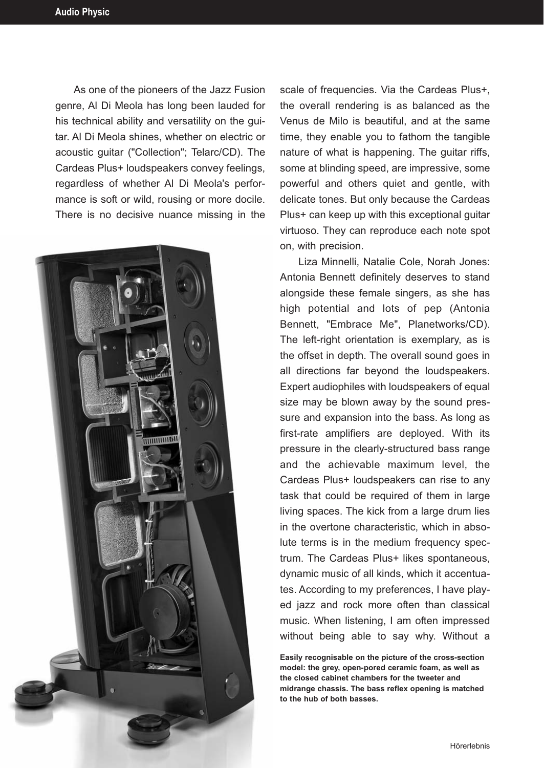As one of the pioneers of the Jazz Fusion genre, Al Di Meola has long been lauded for his technical ability and versatility on the guitar. Al Di Meola shines, whether on electric or acoustic guitar ("Collection"; Telarc/CD). The Cardeas Plus+ loudspeakers convey feelings, regardless of whether Al Di Meola's performance is soft or wild, rousing or more docile. There is no decisive nuance missing in the scale of frequencies. Via the Cardeas Plus+, the overall rendering is as balanced as the Venus de Milo is beautiful, and at the same time, they enable you to fathom the tangible nature of what is happening. The guitar riffs, some at blinding speed, are impressive, some powerful and others quiet and gentle, with delicate tones. But only because the Cardeas Plus+ can keep up with this exceptional guitar virtuoso. They can reproduce each note spot on, with precision.

Liza Minnelli, Natalie Cole, Norah Jones: Antonia Bennett definitely deserves to stand alongside these female singers, as she has high potential and lots of pep (Antonia Bennett, "Embrace Me", Planetworks/CD). The left-right orientation is exemplary, as is the offset in depth. The overall sound goes in all directions far beyond the loudspeakers. Expert audiophiles with loudspeakers of equal size may be blown away by the sound pressure and expansion into the bass. As long as first-rate amplifiers are deployed. With its pressure in the clearly-structured bass range and the achievable maximum level, the Cardeas Plus+ loudspeakers can rise to any task that could be required of them in large living spaces. The kick from a large drum lies in the overtone characteristic, which in absolute terms is in the medium frequency spectrum. The Cardeas Plus+ likes spontaneous, dynamic music of all kinds, which it accentuates. According to my preferences, I have played jazz and rock more often than classical music. When listening, I am often impressed without being able to say why. Without a

**Easily recognisable on the picture of the cross-section model: the grey, open-pored ceramic foam, as well as the closed cabinet chambers for the tweeter and midrange chassis. The bass reflex opening is matched to the hub of both basses.**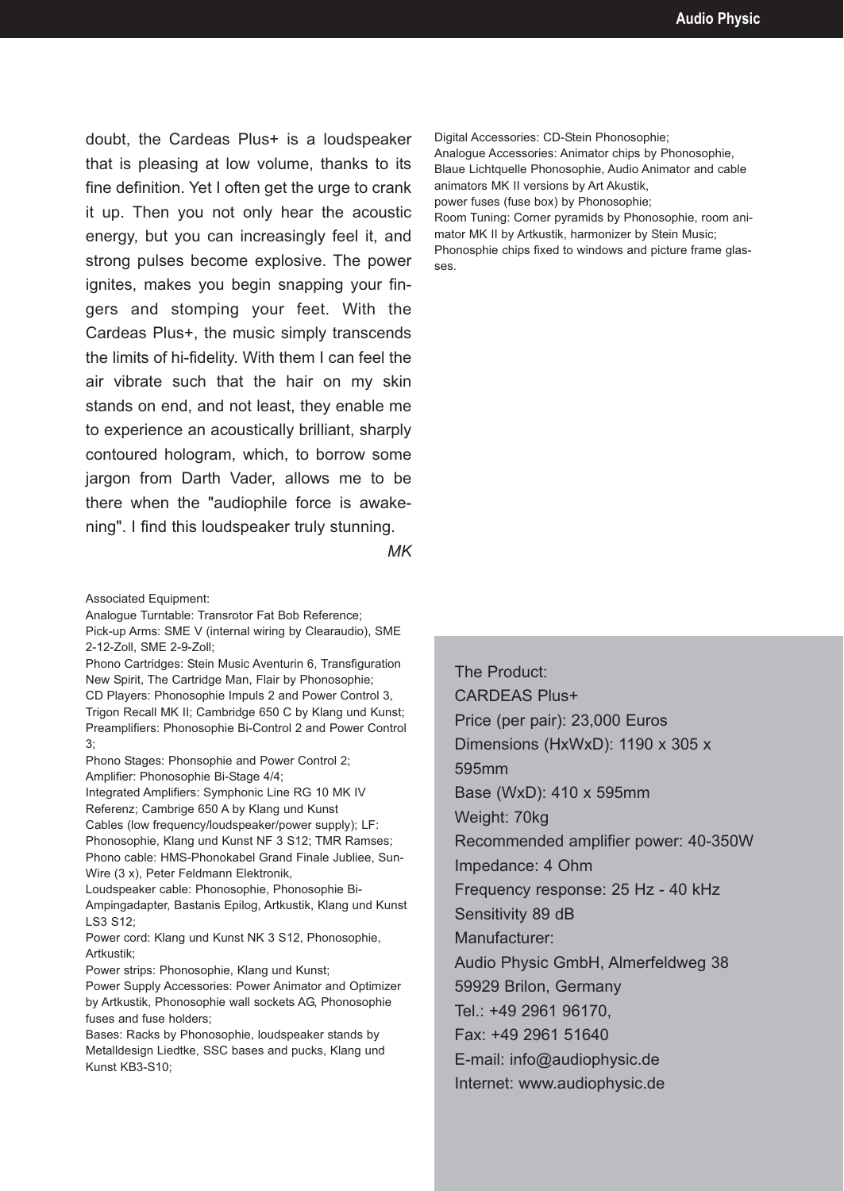doubt, the Cardeas Plus+ is a loudspeaker that is pleasing at low volume, thanks to its fine definition. Yet I often get the urge to crank it up. Then you not only hear the acoustic energy, but you can increasingly feel it, and strong pulses become explosive. The power ignites, makes you begin snapping your fingers and stomping your feet. With the Cardeas Plus+, the music simply transcends the limits of hi-fidelity. With them I can feel the air vibrate such that the hair on my skin stands on end, and not least, they enable me to experience an acoustically brilliant, sharply contoured hologram, which, to borrow some jargon from Darth Vader, allows me to be there when the "audiophile force is awakening". I find this loudspeaker truly stunning.

*MK*

Associated Equipment:
Analogue Turntable: Transrotor Fat Bob Reference;
Pick-up Arms: SME V (internal wiring by Clearaudio), SME 2-12-Zoll, SME 2-9-Zoll;
Phono Cartridges: Stein Music Aventurin 6, Transfiguration New Spirit, The Cartridge Man, Flair by Phonosophie;
CD Players: Phonosophie Impuls 2 and Power Control 3, Trigon Recall MK II; Cambridge 650 C by Klang und Kunst;
Preamplifiers: Phonosophie Bi-Control 2 and Power Control 3;
Phono Stages: Phonsophie and Power Control 2;
Amplifier: Phonosophie Bi-Stage 4/4;
Integrated Amplifiers: Symphonic Line RG 10 MK IV Referenz; Cambrige 650 A by Klang und Kunst
Cables (low frequency/loudspeaker/power supply); LF: Phonosophie, Klang und Kunst NF 3 S12; TMR Ramses;
Phono cable: HMS-Phonokabel Grand Finale Jubliee, Sun-Wire (3 x), Peter Feldmann Elektronik,
Loudspeaker cable: Phonosophie, Phonosophie Bi-Ampingadapter, Bastanis Epilog, Artkustik, Klang und Kunst LS3 S12;
Power cord: Klang und Kunst NK 3 S12, Phonosophie, Artkustik;
Power strips: Phonosophie, Klang und Kunst;
Power Supply Accessories: Power Animator and Optimizer by Artkustik, Phonosophie wall sockets AG, Phonosophie fuses and fuse holders;
Bases: Racks by Phonosophie, loudspeaker stands by Metalldesign Liedtke, SSC bases and pucks, Klang und Kunst KB3-S10;
Digital Accessories: CD-Stein Phonosophie;
Analogue Accessories: Animator chips by Phonosophie, Blaue Lichtquelle Phonosophie, Audio Animator and cable animators MK II versions by Art Akustik,
power fuses (fuse box) by Phonosophie;
Room Tuning: Corner pyramids by Phonosophie, room animator MK II by Artkustik, harmonizer by Stein Music;
Phonosphie chips fixed to windows and picture frame glasses.

The Product:
CARDEAS Plus+
Price (per pair): 23,000 Euros
Dimensions (HxWxD): 1190 x 305 x 595mm
Base (WxD): 410 x 595mm
Weight: 70kg
Recommended amplifier power: 40-350W
Impedance: 4 Ohm
Frequency response: 25 Hz - 40 kHz
Sensitivity 89 dB
Manufacturer:
Audio Physic GmbH, Almerfeldweg 38
59929 Brilon, Germany
Tel.: +49 2961 96170,
Fax: +49 2961 51640
E-mail: info@audiophysic.de
Internet: www.audiophysic.de